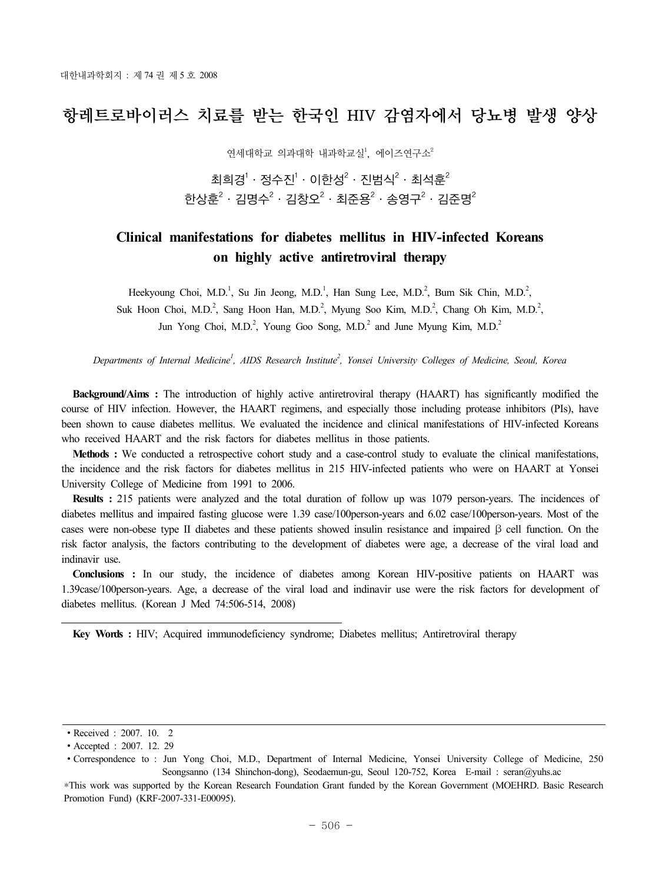# 항레트로바이러스 치료를 받는 한국인 HIV 감염자에서 당뇨병 발생 양상

연세대학교 의과대학 내과학교실[1], 에이즈연구소[2]

최희경[1] · 정수진[1] · 이한성[2] · 진범식[2] · 최석훈[2]
한상훈[2] · 김명수[2] · 김창오[2] · 최준용[2] · 송영구[2] · 김준명[2]

## Clinical manifestations for diabetes mellitus in HIV-infected Koreans on highly active antiretroviral therapy

Heekyoung Choi, M.D.[1], Su Jin Jeong, M.D.[1], Han Sung Lee, M.D.[2], Bum Sik Chin, M.D.[2], Suk Hoon Choi, M.D.[2], Sang Hoon Han, M.D.[2], Myung Soo Kim, M.D.[2], Chang Oh Kim, M.D.[2], Jun Yong Choi, M.D.[2], Young Goo Song, M.D.[2] and June Myung Kim, M.D.[2]

*Departments of Internal Medicine[1], AIDS Research Institute[2], Yonsei University Colleges of Medicine, Seoul, Korea*

**Background/Aims :** The introduction of highly active antiretroviral therapy (HAART) has significantly modified the course of HIV infection. However, the HAART regimens, and especially those including protease inhibitors (PIs), have been shown to cause diabetes mellitus. We evaluated the incidence and clinical manifestations of HIV-infected Koreans who received HAART and the risk factors for diabetes mellitus in those patients.

**Methods :** We conducted a retrospective cohort study and a case-control study to evaluate the clinical manifestations, the incidence and the risk factors for diabetes mellitus in 215 HIV-infected patients who were on HAART at Yonsei University College of Medicine from 1991 to 2006.

**Results :** 215 patients were analyzed and the total duration of follow up was 1079 person-years. The incidences of diabetes mellitus and impaired fasting glucose were 1.39 case/100person-years and 6.02 case/100person-years. Most of the cases were non-obese type II diabetes and these patients showed insulin resistance and impaired β cell function. On the risk factor analysis, the factors contributing to the development of diabetes were age, a decrease of the viral load and indinavir use.

**Conclusions :** In our study, the incidence of diabetes among Korean HIV-positive patients on HAART was 1.39case/100person-years. Age, a decrease of the viral load and indinavir use were the risk factors for development of diabetes mellitus. (Korean J Med 74:506-514, 2008)

**Key Words :** HIV; Acquired immunodeficiency syndrome; Diabetes mellitus; Antiretroviral therapy

---

- Received : 2007. 10. 2
- Accepted : 2007. 12. 29
- Correspondence to : Jun Yong Choi, M.D., Department of Internal Medicine, Yonsei University College of Medicine, 250 Seongsanno (134 Shinchon-dong), Seodaemun-gu, Seoul 120-752, Korea E-mail : seran@yuhs.ac

*This work was supported by the Korean Research Foundation Grant funded by the Korean Government (MOEHRD. Basic Research Promotion Fund) (KRF-2007-331-E00095).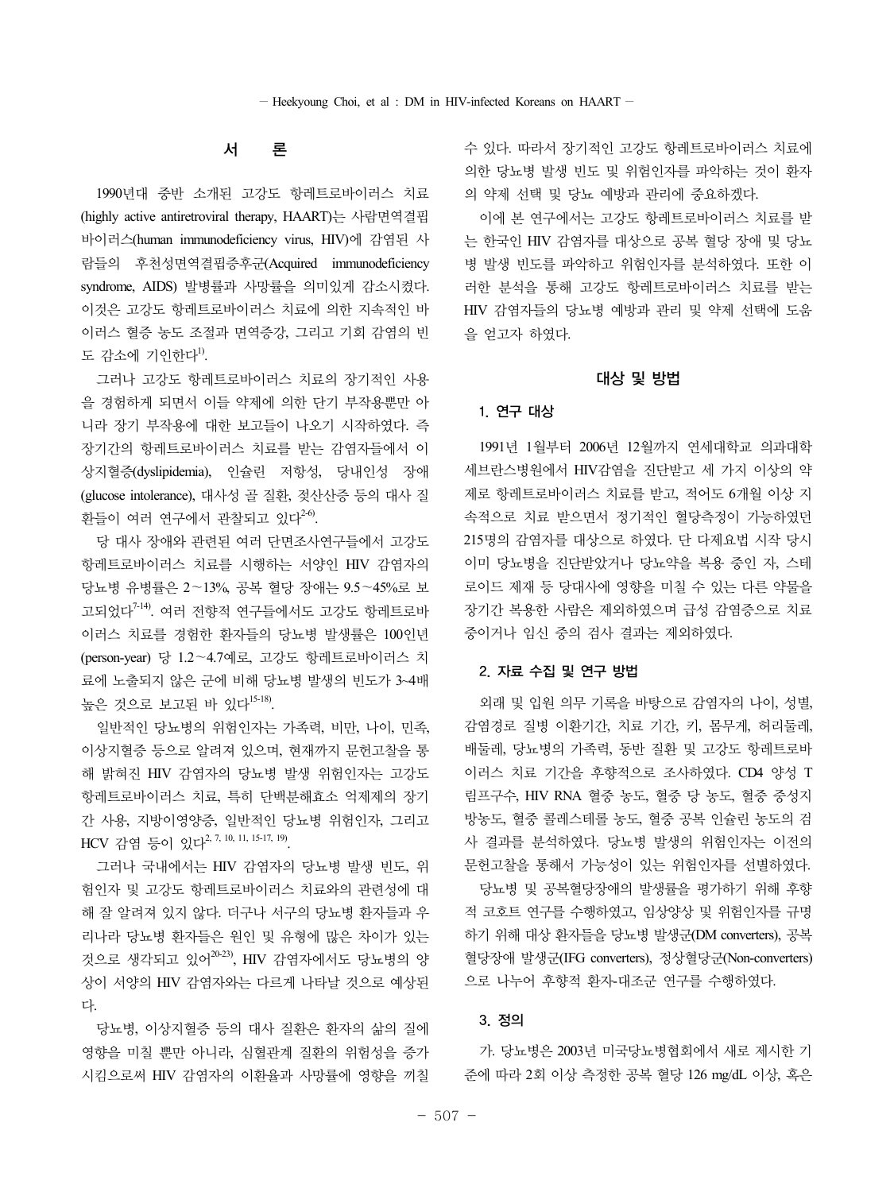## 서 론

1990년대 중반 소개된 고강도 항레트로바이러스 치료(highly active antiretroviral therapy, HAART)는 사람면역결핍바이러스(human immunodeficiency virus, HIV)에 감염된 사람들의 후천성면역결핍증후군(Acquired immunodeficiency syndrome, AIDS) 발병률과 사망률을 의미있게 감소시켰다. 이것은 고강도 항레트로바이러스 치료에 의한 지속적인 바이러스 혈증 농도 조절과 면역증강, 그리고 기회 감염의 빈도 감소에 기인한다[1].

그러나 고강도 항레트로바이러스 치료의 장기적인 사용을 경험하게 되면서 이들 약제에 의한 단기 부작용뿐만 아니라 장기 부작용에 대한 보고들이 나오기 시작하였다. 즉 장기간의 항레트로바이러스 치료를 받는 감염자들에서 이상지혈증(dyslipidemia), 인슐린 저항성, 당내인성 장애(glucose intolerance), 대사성 골 질환, 젖산산증 등의 대사 질환들이 여러 연구에서 관찰되고 있다[2-6].

당 대사 장애와 관련된 여러 단면조사연구들에서 고강도 항레트로바이러스 치료를 시행하는 서양인 HIV 감염자의 당뇨병 유병률은 2～13%, 공복 혈당 장애는 9.5～45%로 보고되었다[7-14]. 여러 전향적 연구들에서도 고강도 항레트로바이러스 치료를 경험한 환자들의 당뇨병 발생률은 100인년(person-year) 당 1.2～4.7예로, 고강도 항레트로바이러스 치료에 노출되지 않은 군에 비해 당뇨병 발생의 빈도가 3~4배 높은 것으로 보고된 바 있다[15-18].

일반적인 당뇨병의 위험인자는 가족력, 비만, 나이, 민족, 이상지혈증 등으로 알려져 있으며, 현재까지 문헌고찰을 통해 밝혀진 HIV 감염자의 당뇨병 발생 위험인자는 고강도 항레트로바이러스 치료, 특히 단백분해효소 억제제의 장기간 사용, 지방이영양증, 일반적인 당뇨병 위험인자, 그리고 HCV 감염 등이 있다[2, 7, 10, 11, 15-17, 19].

그러나 국내에서는 HIV 감염자의 당뇨병 발생 빈도, 위험인자 및 고강도 항레트로바이러스 치료와의 관련성에 대해 잘 알려져 있지 않다. 더구나 서구의 당뇨병 환자들과 우리나라 당뇨병 환자들은 원인 및 유형에 많은 차이가 있는 것으로 생각되고 있어[20-23], HIV 감염자에서도 당뇨병의 양상이 서양의 HIV 감염자와는 다르게 나타날 것으로 예상된다.

당뇨병, 이상지혈증 등의 대사 질환은 환자의 삶의 질에 영향을 미칠 뿐만 아니라, 심혈관계 질환의 위험성을 증가시킴으로써 HIV 감염자의 이환율과 사망률에 영향을 끼칠 수 있다. 따라서 장기적인 고강도 항레트로바이러스 치료에 의한 당뇨병 발생 빈도 및 위험인자를 파악하는 것이 환자의 약제 선택 및 당뇨 예방과 관리에 중요하겠다.

이에 본 연구에서는 고강도 항레트로바이러스 치료를 받는 한국인 HIV 감염자를 대상으로 공복 혈당 장애 및 당뇨병 발생 빈도를 파악하고 위험인자를 분석하였다. 또한 이러한 분석을 통해 고강도 항레트로바이러스 치료를 받는 HIV 감염자들의 당뇨병 예방과 관리 및 약제 선택에 도움을 얻고자 하였다.

## 대상 및 방법

### 1. 연구 대상

1991년 1월부터 2006년 12월까지 연세대학교 의과대학 세브란스병원에서 HIV감염을 진단받고 세 가지 이상의 약제로 항레트로바이러스 치료를 받고, 적어도 6개월 이상 지속적으로 치료 받으면서 정기적인 혈당측정이 가능하였던 215명의 감염자를 대상으로 하였다. 단 다제요법 시작 당시 이미 당뇨병을 진단받았거나 당뇨약을 복용 중인 자, 스테로이드 제재 등 당대사에 영향을 미칠 수 있는 다른 약물을 장기간 복용한 사람은 제외하였으며 급성 감염증으로 치료 중이거나 임신 중의 검사 결과는 제외하였다.

### 2. 자료 수집 및 연구 방법

외래 및 입원 의무 기록을 바탕으로 감염자의 나이, 성별, 감염경로 질병 이환기간, 치료 기간, 키, 몸무게, 허리둘레, 배둘레, 당뇨병의 가족력, 동반 질환 및 고강도 항레트로바이러스 치료 기간을 후향적으로 조사하였다. CD4 양성 T 림프구수, HIV RNA 혈중 농도, 혈중 당 농도, 혈중 중성지방농도, 혈중 콜레스테롤 농도, 혈중 공복 인슐린 농도의 검사 결과를 분석하였다. 당뇨병 발생의 위험인자는 이전의 문헌고찰을 통해서 가능성이 있는 위험인자를 선별하였다.

당뇨병 및 공복혈당장애의 발생률을 평가하기 위해 후향적 코호트 연구를 수행하였고, 임상양상 및 위험인자를 규명하기 위해 대상 환자들을 당뇨병 발생군(DM converters), 공복혈당장애 발생군(IFG converters), 정상혈당군(Non-converters)으로 나누어 후향적 환자-대조군 연구를 수행하였다.

### 3. 정의

가. 당뇨병은 2003년 미국당뇨병협회에서 새로 제시한 기준에 따라 2회 이상 측정한 공복 혈당 126 mg/dL 이상, 혹은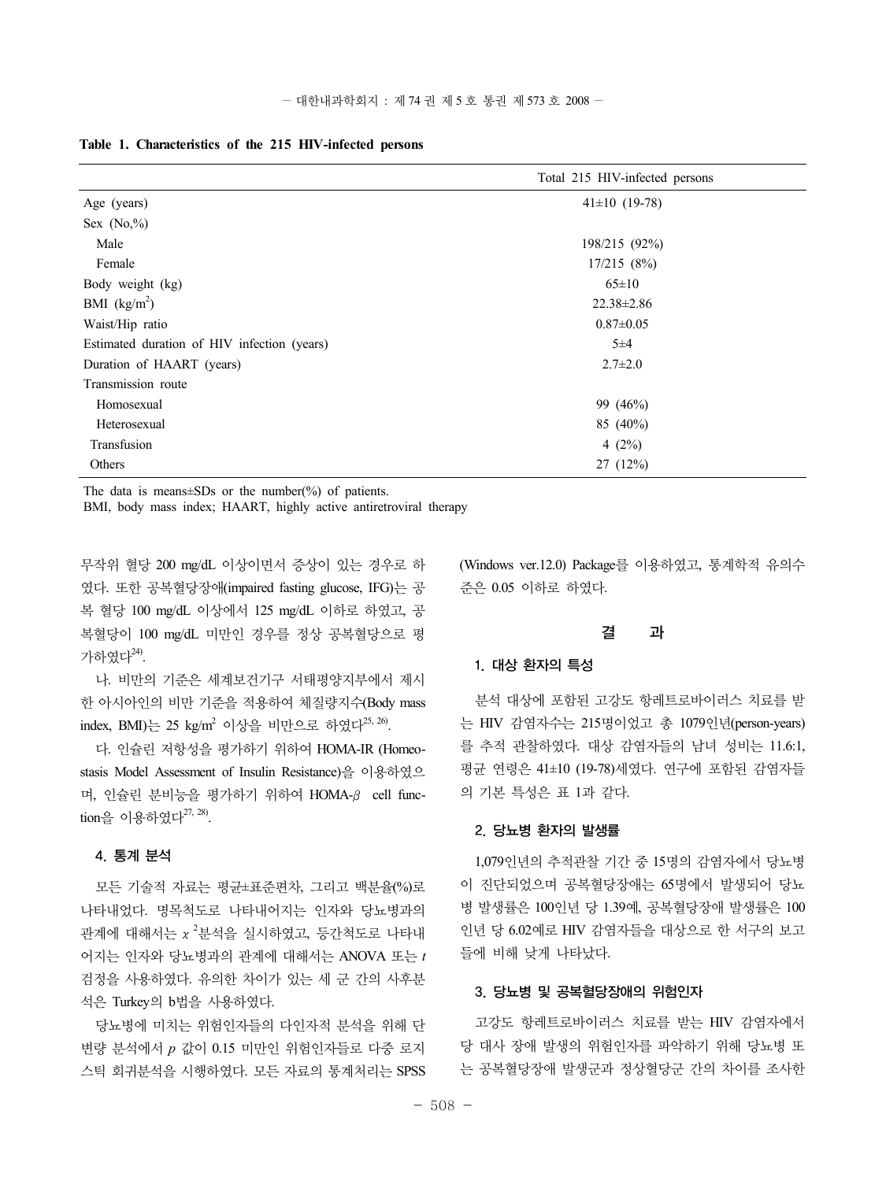**Table 1. Characteristics of the 215 HIV-infected persons**

| | Total 215 HIV-infected persons |
|---|---|
| Age (years) | 41±10 (19-78) |
| Sex (No,%) | |
| Male | 198/215 (92%) |
| Female | 17/215 (8%) |
| Body weight (kg) | 65±10 |
| BMI (kg/m$^2$) | 22.38±2.86 |
| Waist/Hip ratio | 0.87±0.05 |
| Estimated duration of HIV infection (years) | 5±4 |
| Duration of HAART (years) | 2.7±2.0 |
| Transmission route | |
| Homosexual | 99 (46%) |
| Heterosexual | 85 (40%) |
| Transfusion | 4 (2%) |
| Others | 27 (12%) |

The data is means±SDs or the number(%) of patients.
BMI, body mass index; HAART, highly active antiretroviral therapy

무작위 혈당 200 mg/dL 이상이면서 증상이 있는 경우로 하였다. 또한 공복혈당장애(impaired fasting glucose, IFG)는 공복 혈당 100 mg/dL 이상에서 125 mg/dL 이하로 하였고, 공복혈당이 100 mg/dL 미만인 경우를 정상 공복혈당으로 평가하였다[24].

나. 비만의 기준은 세계보건기구 서태평양지부에서 제시한 아시아인의 비만 기준을 적용하여 체질량지수(Body mass index, BMI)는 25 kg/m$^2$ 이상을 비만으로 하였다[25, 26].

다. 인슐린 저항성을 평가하기 위하여 HOMA-IR (Homeostasis Model Assessment of Insulin Resistance)을 이용하였으며, 인슐린 분비능을 평가하기 위하여 HOMA-$\beta$ cell function을 이용하였다[27, 28].

### 4. 통계 분석

모든 기술적 자료는 평균±표준편차, 그리고 백분율(%)로 나타내었다. 명목척도로 나타내어지는 인자와 당뇨병과의 관계에 대해서는 $\chi^2$분석을 실시하였고, 등간척도로 나타내어지는 인자와 당뇨병과의 관계에 대해서는 ANOVA 또는 $t$ 검정을 사용하였다. 유의한 차이가 있는 세 군 간의 사후분석은 Turkey의 b법을 사용하였다.

당뇨병에 미치는 위험인자들의 다인자적 분석을 위해 단변량 분석에서 $p$ 값이 0.15 미만인 위험인자들로 다중 로지스틱 회귀분석을 시행하였다. 모든 자료의 통계처리는 SPSS (Windows ver.12.0) Package를 이용하였고, 통계학적 유의수준은 0.05 이하로 하였다.

## 결 과

### 1. 대상 환자의 특성

분석 대상에 포함된 고강도 항레트로바이러스 치료를 받는 HIV 감염자수는 215명이었고 총 1079인년(person-years)를 추적 관찰하였다. 대상 감염자들의 남녀 성비는 11.6:1, 평균 연령은 41±10 (19-78)세였다. 연구에 포함된 감염자들의 기본 특성은 표 1과 같다.

### 2. 당뇨병 환자의 발생률

1,079인년의 추적관찰 기간 중 15명의 감염자에서 당뇨병이 진단되었으며 공복혈당장애는 65명에서 발생되어 당뇨병 발생률은 100인년 당 1.39예, 공복혈당장애 발생률은 100인년 당 6.02예로 HIV 감염자들을 대상으로 한 서구의 보고들에 비해 낮게 나타났다.

### 3. 당뇨병 및 공복혈당장애의 위험인자

고강도 항레트로바이러스 치료를 받는 HIV 감염자에서 당 대사 장애 발생의 위험인자를 파악하기 위해 당뇨병 또는 공복혈당장애 발생군과 정상혈당군 간의 차이를 조사한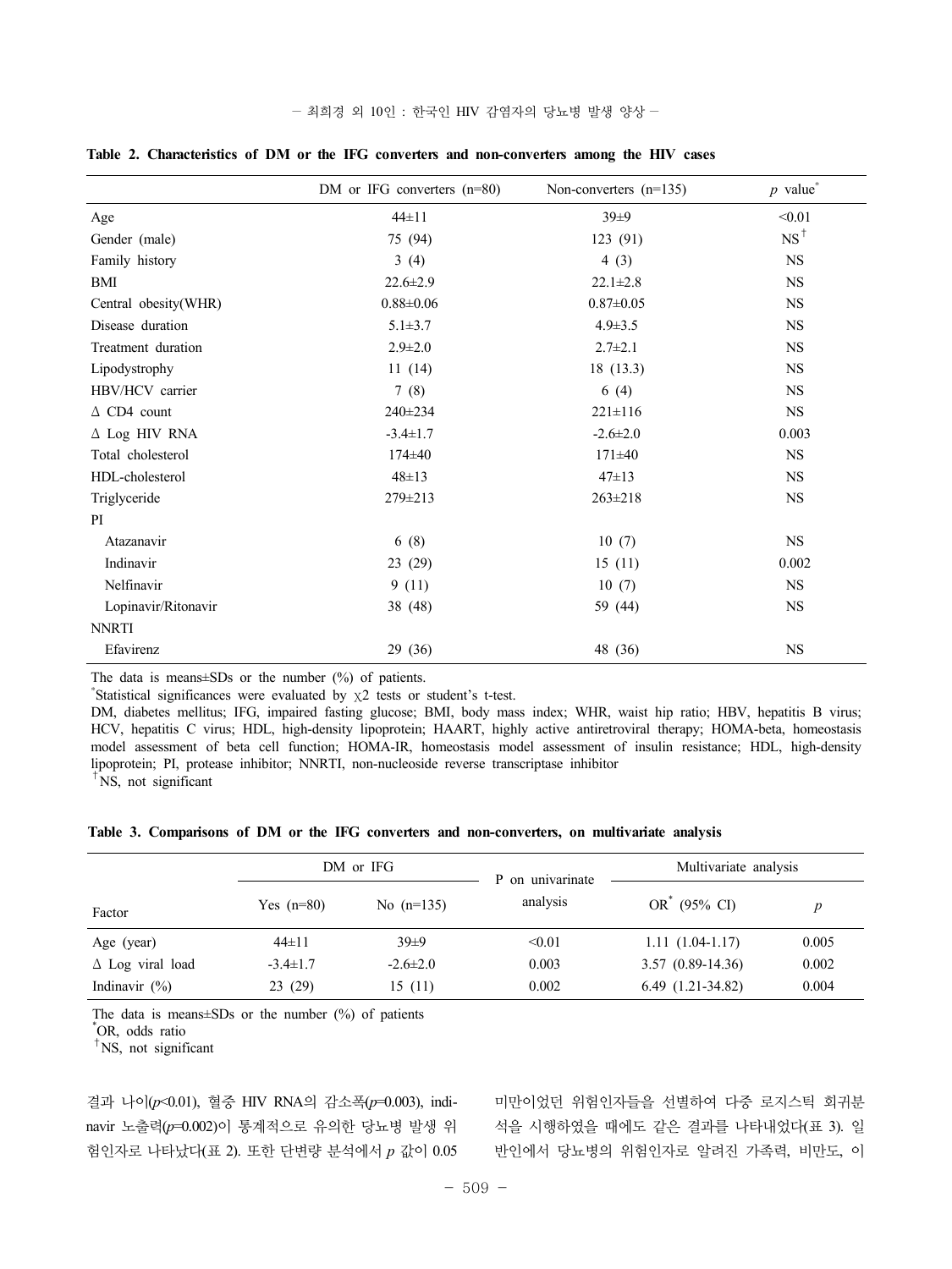**Table 2. Characteristics of DM or the IFG converters and non-converters among the HIV cases**

| | DM or IFG converters (n=80) | Non-converters (n=135) | $p$ value* |
|---|---|---|---|
| Age | 44±11 | 39±9 | <0.01 |
| Gender (male) | 75 (94) | 123 (91) | NS† |
| Family history | 3 (4) | 4 (3) | NS |
| BMI | 22.6±2.9 | 22.1±2.8 | NS |
| Central obesity(WHR) | 0.88±0.06 | 0.87±0.05 | NS |
| Disease duration | 5.1±3.7 | 4.9±3.5 | NS |
| Treatment duration | 2.9±2.0 | 2.7±2.1 | NS |
| Lipodystrophy | 11 (14) | 18 (13.3) | NS |
| HBV/HCV carrier | 7 (8) | 6 (4) | NS |
| Δ CD4 count | 240±234 | 221±116 | NS |
| Δ Log HIV RNA | -3.4±1.7 | -2.6±2.0 | 0.003 |
| Total cholesterol | 174±40 | 171±40 | NS |
| HDL-cholesterol | 48±13 | 47±13 | NS |
| Triglyceride | 279±213 | 263±218 | NS |
| PI | | | |
| Atazanavir | 6 (8) | 10 (7) | NS |
| Indinavir | 23 (29) | 15 (11) | 0.002 |
| Nelfinavir | 9 (11) | 10 (7) | NS |
| Lopinavir/Ritonavir | 38 (48) | 59 (44) | NS |
| NNRTI | | | |
| Efavirenz | 29 (36) | 48 (36) | NS |

The data is means±SDs or the number (%) of patients.
*Statistical significances were evaluated by $\chi 2$ tests or student's t-test.
DM, diabetes mellitus; IFG, impaired fasting glucose; BMI, body mass index; WHR, waist hip ratio; HBV, hepatitis B virus; HCV, hepatitis C virus; HDL, high-density lipoprotein; HAART, highly active antiretroviral therapy; HOMA-beta, homeostasis model assessment of beta cell function; HOMA-IR, homeostasis model assessment of insulin resistance; HDL, high-density lipoprotein; PI, protease inhibitor; NNRTI, non-nucleoside reverse transcriptase inhibitor
†NS, not significant

**Table 3. Comparisons of DM or the IFG converters and non-converters, on multivariate analysis**

| | DM or IFG | | P on univarinate analysis | Multivariate analysis | |
|---|---|---|---|---|---|
| Factor | Yes (n=80) | No (n=135) | | OR* (95% CI) | $p$ |
| Age (year) | 44±11 | 39±9 | <0.01 | 1.11 (1.04-1.17) | 0.005 |
| Δ Log viral load | -3.4±1.7 | -2.6±2.0 | 0.003 | 3.57 (0.89-14.36) | 0.002 |
| Indinavir (%) | 23 (29) | 15 (11) | 0.002 | 6.49 (1.21-34.82) | 0.004 |

The data is means±SDs or the number (%) of patients
*OR, odds ratio
†NS, not significant

결과 나이($p$<0.01), 혈중 HIV RNA의 감소폭($p$=0.003), indinavir 노출력($p$=0.002)이 통계적으로 유의한 당뇨병 발생 위험인자로 나타났다(표 2). 또한 단변량 분석에서 $p$ 값이 0.05 미만이었던 위험인자들을 선별하여 다중 로지스틱 회귀분석을 시행하였을 때에도 같은 결과를 나타내었다(표 3). 일반인에서 당뇨병의 위험인자로 알려진 가족력, 비만도, 이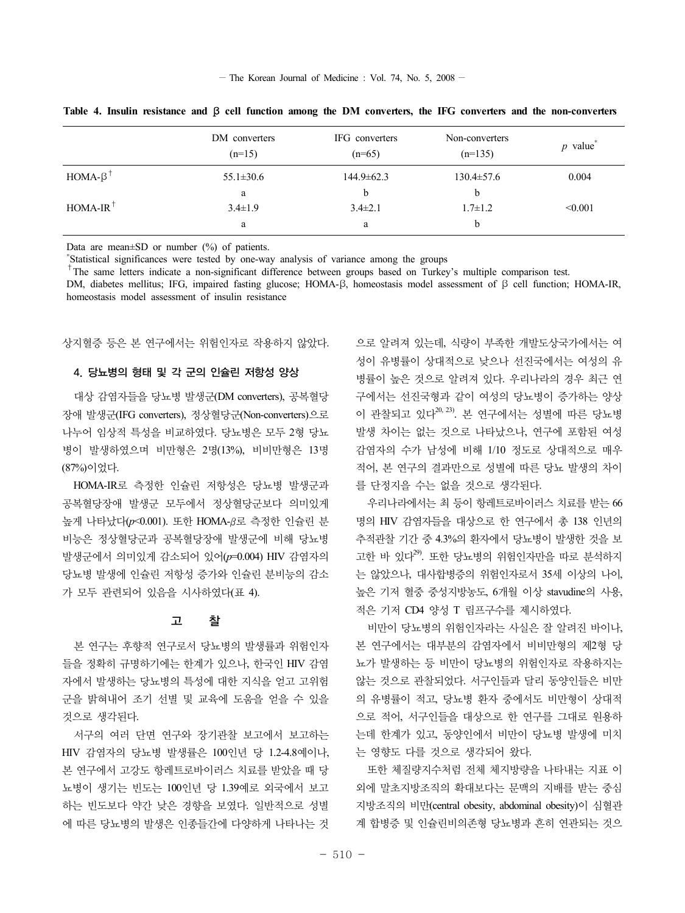**Table 4. Insulin resistance and β cell function among the DM converters, the IFG converters and the non-converters**

| | DM converters (n=15) | IFG converters (n=65) | Non-converters (n=135) | $p$ value* |
|---|---|---|---|---|
| HOMA-β† | 55.1±30.6 | 144.9±62.3 | 130.4±57.6 | 0.004 |
| | a | b | b | |
| HOMA-IR† | 3.4±1.9 | 3.4±2.1 | 1.7±1.2 | <0.001 |
| | a | a | b | |

Data are mean±SD or number (%) of patients.

*Statistical significances were tested by one-way analysis of variance among the groups

†The same letters indicate a non-significant difference between groups based on Turkey's multiple comparison test.

DM, diabetes mellitus; IFG, impaired fasting glucose; HOMA-β, homeostasis model assessment of β cell function; HOMA-IR, homeostasis model assessment of insulin resistance

상지혈증 등은 본 연구에서는 위험인자로 작용하지 않았다.

### 4. 당뇨병의 형태 및 각 군의 인슐린 저항성 양상

대상 감염자들을 당뇨병 발생군(DM converters), 공복혈당장애 발생군(IFG converters), 정상혈당군(Non-converters)으로 나누어 임상적 특성을 비교하였다. 당뇨병은 모두 2형 당뇨병이 발생하였으며 비만형은 2명(13%), 비비만형은 13명(87%)이었다.

HOMA-IR로 측정한 인슐린 저항성은 당뇨병 발생군과 공복혈당장애 발생군 모두에서 정상혈당군보다 의미있게 높게 나타났다($p$<0.001). 또한 HOMA-$\beta$로 측정한 인슐린 분비능은 정상혈당군과 공복혈당장애 발생군에 비해 당뇨병 발생군에서 의미있게 감소되어 있어($p$=0.004) HIV 감염자의 당뇨병 발생에 인슐린 저항성 증가와 인슐린 분비능의 감소가 모두 관련되어 있음을 시사하였다(표 4).

## 고 찰

본 연구는 후향적 연구로서 당뇨병의 발생률과 위험인자들을 정확히 규명하기에는 한계가 있으나, 한국인 HIV 감염자에서 발생하는 당뇨병의 특성에 대한 지식을 얻고 고위험군을 밝혀내어 조기 선별 및 교육에 도움을 얻을 수 있을 것으로 생각된다.

서구의 여러 단면 연구와 장기관찰 보고에서 보고하는 HIV 감염자의 당뇨병 발생률은 100인년 당 1.2-4.8예이나, 본 연구에서 고강도 항레트로바이러스 치료를 받았을 때 당뇨병이 생기는 빈도는 100인년 당 1.39예로 외국에서 보고하는 빈도보다 약간 낮은 경향을 보였다. 일반적으로 성별에 따른 당뇨병의 발생은 인종들간에 다양하게 나타나는 것으로 알려져 있는데, 식량이 부족한 개발도상국가에서는 여성이 유병률이 상대적으로 낮으나 선진국에서는 여성의 유병률이 높은 것으로 알려져 있다. 우리나라의 경우 최근 연구에서는 선진국형과 같이 여성의 당뇨병이 증가하는 양상이 관찰되고 있다[20, 23]. 본 연구에서는 성별에 따른 당뇨병 발생 차이는 없는 것으로 나타났으나, 연구에 포함된 여성 감염자의 수가 남성에 비해 1/10 정도로 상대적으로 매우 적어, 본 연구의 결과만으로 성별에 따른 당뇨 발생의 차이를 단정지을 수는 없을 것으로 생각된다.

우리나라에서는 최 등이 항레트로바이러스 치료를 받는 66명의 HIV 감염자들을 대상으로 한 연구에서 총 138 인년의 추적관찰 기간 중 4.3%의 환자에서 당뇨병이 발생한 것을 보고한 바 있다[29]. 또한 당뇨병의 위험인자만을 따로 분석하지는 않았으나, 대사합병증의 위험인자로서 35세 이상의 나이, 높은 기저 혈중 중성지방농도, 6개월 이상 stavudine의 사용, 적은 기저 CD4 양성 T 림프구수를 제시하였다.

비만이 당뇨병의 위험인자라는 사실은 잘 알려진 바이나, 본 연구에서는 대부분의 감염자에서 비비만형의 제2형 당뇨가 발생하는 등 비만이 당뇨병의 위험인자로 작용하지는 않는 것으로 관찰되었다. 서구인들과 달리 동양인들은 비만의 유병률이 적고, 당뇨병 환자 중에서도 비만형이 상대적으로 적어, 서구인들을 대상으로 한 연구를 그대로 원용하는데 한계가 있고, 동양인에서 비만이 당뇨병 발생에 미치는 영향도 다를 것으로 생각되어 왔다.

또한 체질량지수처럼 전체 체지방량을 나타내는 지표 이외에 말초지방조직의 확대보다는 문맥의 지배를 받는 중심지방조직의 비만(central obesity, abdominal obesity)이 심혈관계 합병증 및 인슐린비의존형 당뇨병과 흔히 연관되는 것으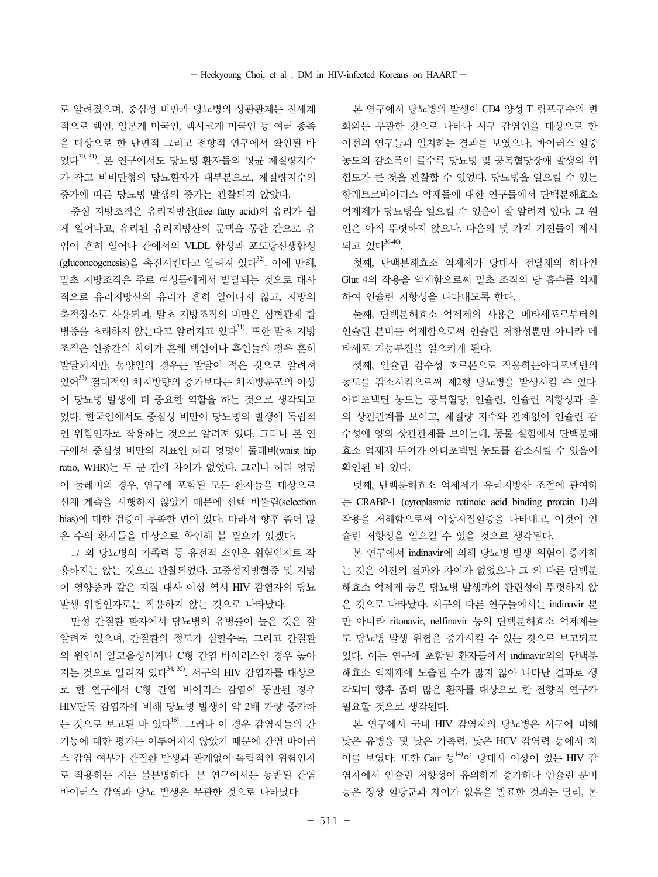로 알려졌으며, 중심성 비만과 당뇨병의 상관관계는 전세계적으로 백인, 일본계 미국인, 멕시코계 미국인 등 여러 종족을 대상으로 한 단면적 그리고 전향적 연구에서 확인된 바 있다[30, 31]. 본 연구에서도 당뇨병 환자들의 평균 체질량지수가 작고 비비만형의 당뇨환자가 대부분으로, 체질량지수의 증가에 따른 당뇨병 발생의 증가는 관찰되지 않았다.

중심 지방조직은 유리지방산(free fatty acid)의 유리가 쉽게 일어나고, 유리된 유리지방산의 문맥을 통한 간으로 유입이 흔히 일어나 간에서의 VLDL 합성과 포도당신생합성(gluconeogenesis)을 촉진시킨다고 알려져 있다[32]. 이에 반해, 말초 지방조직은 주로 여성들에게서 발달되는 것으로 대사적으로 유리지방산의 유리가 흔히 일어나지 않고, 지방의 축적장소로 사용되며, 말초 지방조직의 비만은 심혈관계 합병증을 초래하지 않는다고 알려지고 있다[31]. 또한 말초 지방조직은 인종간의 차이가 흔해 백인이나 흑인들의 경우 흔히 발달되지만, 동양인의 경우는 발달이 적은 것으로 알려져 있어[33] 절대적인 체지방량의 증가보다는 체지방분포의 이상이 당뇨병 발생에 더 중요한 역할을 하는 것으로 생각되고 있다. 한국인에서도 중심성 비만이 당뇨병의 발생에 독립적인 위험인자로 작용하는 것으로 알려져 있다. 그러나 본 연구에서 중심성 비만의 지표인 허리 엉덩이 둘레비(waist hip ratio, WHR)는 두 군 간에 차이가 없었다. 그러나 허리 엉덩이 둘레비의 경우, 연구에 포함된 모든 환자들을 대상으로 신체 계측을 시행하지 않았기 때문에 선택 비뚤림(selection bias)에 대한 검증이 부족한 면이 있다. 따라서 향후 좀더 많은 수의 환자들을 대상으로 확인해 볼 필요가 있겠다.

그 외 당뇨병의 가족력 등 유전적 소인은 위험인자로 작용하지는 않는 것으로 관찰되었다. 고중성지방혈증 및 지방이 영양증과 같은 지질 대사 이상 역시 HIV 감염자의 당뇨 발생 위험인자로는 작용하지 않는 것으로 나타났다.

만성 간질환 환자에서 당뇨병의 유병률이 높은 것은 잘 알려져 있으며, 간질환의 정도가 심할수록, 그리고 간질환의 원인이 알코올성이거나 C형 간염 바이러스인 경우 높아지는 것으로 알려져 있다[34, 35]. 서구의 HIV 감염자를 대상으로 한 연구에서 C형 간염 바이러스 감염이 동반된 경우 HIV단독 감염자에 비해 당뇨병 발생이 약 2배 가량 증가하는 것으로 보고된 바 있다[16]. 그러나 이 경우 감염자들의 간기능에 대한 평가는 이루어지지 않았기 때문에 간염 바이러스 감염 여부가 간질환 발생과 관계없이 독립적인 위험인자로 작용하는 지는 불분명하다. 본 연구에서는 동반된 간염 바이러스 감염과 당뇨 발생은 무관한 것으로 나타났다.

본 연구에서 당뇨병의 발생이 CD4 양성 T 림프구수의 변화와는 무관한 것으로 나타나 서구 감염인을 대상으로 한 이전의 연구들과 일치하는 결과를 보였으나, 바이러스 혈중농도의 감소폭이 클수록 당뇨병 및 공복혈당장애 발생의 위험도가 큰 것을 관찰할 수 있었다. 당뇨병을 일으킬 수 있는 항레트로바이러스 약제들에 대한 연구들에서 단백분해효소 억제제가 당뇨병을 일으킬 수 있음이 잘 알려져 있다. 그 원인은 아직 뚜렷하지 않으나. 다음의 몇 가지 기전들이 제시되고 있다[36-40].

첫째, 단백분해효소 억제제가 당대사 전달체의 하나인 Glut 4의 작용을 억제함으로써 말초 조직의 당 흡수를 억제하여 인슐린 저항성을 나타내도록 한다.

둘째, 단백분해효소 억제제의 사용은 베타세포로부터의 인슐린 분비를 억제함으로써 인슐린 저항성뿐만 아니라 베타세포 기능부전을 일으키게 된다.

셋째, 인슐린 감수성 호르몬으로 작용하는아디포넥틴의 농도를 감소시킴으로써 제2형 당뇨병을 발생시킬 수 있다. 아디포넥틴 농도는 공복혈당, 인슐린, 인슐린 저항성과 음의 상관관계를 보이고, 체질량 지수와 관계없이 인슐린 감수성에 양의 상관관계를 보이는데, 동물 실험에서 단백분해효소 억제제 투여가 아디포넥틴 농도를 감소시킬 수 있음이 확인된 바 있다.

넷째, 단백분해효소 억제제가 유리지방산 조절에 관여하는 CRABP-1 (cytoplasmic retinoic acid binding protein 1)의 작용을 저해함으로써 이상지질혈증을 나타내고, 이것이 인슐린 저항성을 일으킬 수 있을 것으로 생각된다.

본 연구에서 indinavir에 의해 당뇨병 발생 위험이 증가하는 것은 이전의 결과와 차이가 없었으나 그 외 다른 단백분해효소 억제제 등은 당뇨병 발생과의 관련성이 뚜렷하지 않은 것으로 나타났다. 서구의 다른 연구들에서는 indinavir 뿐만 아니라 ritonavir, nelfinavir 등의 단백분해효소 억제제들도 당뇨병 발생 위험을 증가시킬 수 있는 것으로 보고되고 있다. 이는 연구에 포함된 환자들에서 indinavir외의 단백분해효소 억제제에 노출된 수가 많지 않아 나타난 결과로 생각되며 향후 좀더 많은 환자를 대상으로 한 전향적 연구가 필요할 것으로 생각된다.

본 연구에서 국내 HIV 감염자의 당뇨병은 서구에 비해 낮은 유병율 및 낮은 가족력, 낮은 HCV 감염력 등에서 차이를 보였다. 또한 Carr 등[14]이 당대사 이상이 있는 HIV 감염자에서 인슐린 저항성이 유의하게 증가하나 인슐린 분비능은 정상 혈당군과 차이가 없음을 발표한 것과는 달리, 본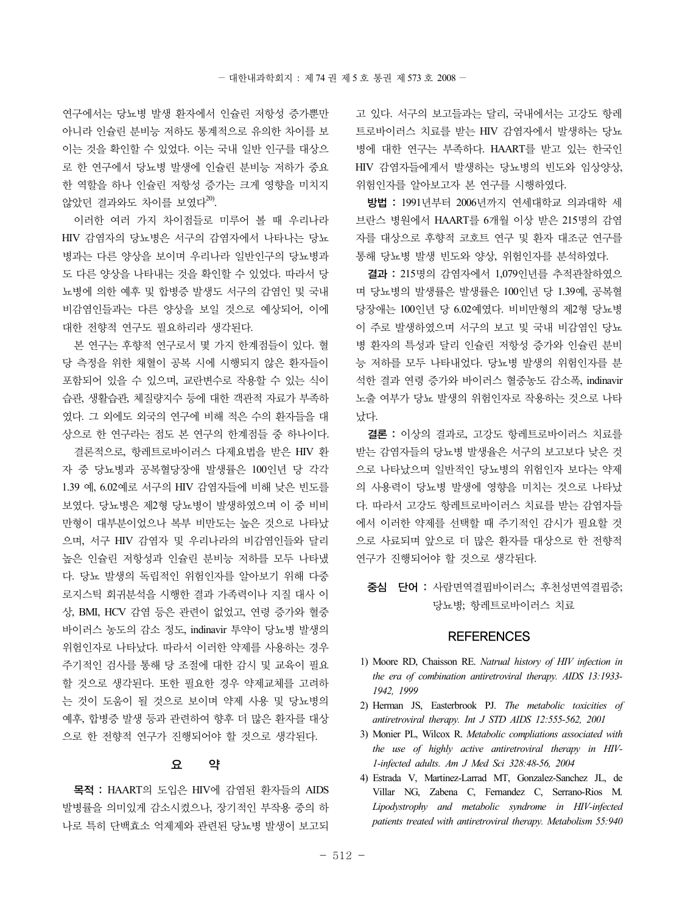연구에서는 당뇨병 발생 환자에서 인슐린 저항성 증가뿐만 아니라 인슐린 분비능 저하도 통계적으로 유의한 차이를 보이는 것을 확인할 수 있었다. 이는 국내 일반 인구를 대상으로 한 연구에서 당뇨병 발생에 인슐린 분비능 저하가 중요한 역할을 하나 인슐린 저항성 증가는 크게 영향을 미치지 않았던 결과와도 차이를 보였다[20].

이러한 여러 가지 차이점들로 미루어 볼 때 우리나라 HIV 감염자의 당뇨병은 서구의 감염자에서 나타나는 당뇨병과는 다른 양상을 보이며 우리나라 일반인구의 당뇨병과도 다른 양상을 나타내는 것을 확인할 수 있었다. 따라서 당뇨병에 의한 예후 및 합병증 발생도 서구의 감염인 및 국내 비감염인들과는 다른 양상을 보일 것으로 예상되어, 이에 대한 전향적 연구도 필요하리라 생각된다.

본 연구는 후향적 연구로서 몇 가지 한계점들이 있다. 혈당 측정을 위한 채혈이 공복 시에 시행되지 않은 환자들이 포함되어 있을 수 있으며, 교란변수로 작용할 수 있는 식이습관, 생활습관, 체질량지수 등에 대한 객관적 자료가 부족하였다. 그 외에도 외국의 연구에 비해 적은 수의 환자들을 대상으로 한 연구라는 점도 본 연구의 한계점들 중 하나이다.

결론적으로, 항레트로바이러스 다제요법을 받은 HIV 환자 중 당뇨병과 공복혈당장애 발생률은 100인년 당 각각 1.39 예, 6.02예로 서구의 HIV 감염자들에 비해 낮은 빈도를 보였다. 당뇨병은 제2형 당뇨병이 발생하였으며 이 중 비비만형이 대부분이었으나 복부 비만도는 높은 것으로 나타났으며, 서구 HIV 감염자 및 우리나라의 비감염인들과 달리 높은 인슐린 저항성과 인슐린 분비능 저하를 모두 나타냈다. 당뇨 발생의 독립적인 위험인자를 알아보기 위해 다중 로지스틱 회귀분석을 시행한 결과 가족력이나 지질 대사 이상, BMI, HCV 감염 등은 관련이 없었고, 연령 증가와 혈중 바이러스 농도의 감소 정도, indinavir 투약이 당뇨병 발생의 위험인자로 나타났다. 따라서 이러한 약제를 사용하는 경우 주기적인 검사를 통해 당 조절에 대한 감시 및 교육이 필요할 것으로 생각된다. 또한 필요한 경우 약제교체를 고려하는 것이 도움이 될 것으로 보이며 약제 사용 및 당뇨병의 예후, 합병증 발생 등과 관련하여 향후 더 많은 환자를 대상으로 한 전향적 연구가 진행되어야 할 것으로 생각된다.

## 요 약

**목적 :** HAART의 도입은 HIV에 감염된 환자들의 AIDS 발병률을 의미있게 감소시켰으나, 장기적인 부작용 중의 하나로 특히 단백효소 억제제와 관련된 당뇨병 발생이 보고되고 있다. 서구의 보고들과는 달리, 국내에서는 고강도 항레트로바이러스 치료를 받는 HIV 감염자에서 발생하는 당뇨병에 대한 연구는 부족하다. HAART를 받고 있는 한국인 HIV 감염자들에게서 발생하는 당뇨병의 빈도와 임상양상, 위험인자를 알아보고자 본 연구를 시행하였다.

**방법 :** 1991년부터 2006년까지 연세대학교 의과대학 세브란스 병원에서 HAART를 6개월 이상 받은 215명의 감염자를 대상으로 후향적 코호트 연구 및 환자 대조군 연구를 통해 당뇨병 발생 빈도와 양상, 위험인자를 분석하였다.

**결과 :** 215명의 감염자에서 1,079인년를 추적관찰하였으며 당뇨병의 발생률은 발생률은 100인년 당 1.39예, 공복혈당장애는 100인년 당 6.02예였다. 비비만형의 제2형 당뇨병이 주로 발생하였으며 서구의 보고 및 국내 비감염인 당뇨병 환자의 특성과 달리 인슐린 저항성 증가와 인슐린 분비능 저하를 모두 나타내었다. 당뇨병 발생의 위험인자를 분석한 결과 연령 증가와 바이러스 혈중농도 감소폭, indinavir 노출 여부가 당뇨 발생의 위험인자로 작용하는 것으로 나타났다.

**결론 :** 이상의 결과로, 고강도 항레트로바이러스 치료를 받는 감염자들의 당뇨병 발생율은 서구의 보고보다 낮은 것으로 나타났으며 일반적인 당뇨병의 위험인자 보다는 약제의 사용력이 당뇨병 발생에 영향을 미치는 것으로 나타났다. 따라서 고강도 항레트로바이러스 치료를 받는 감염자들에서 이러한 약제를 선택할 때 주기적인 감시가 필요할 것으로 사료되며 앞으로 더 많은 환자를 대상으로 한 전향적 연구가 진행되어야 할 것으로 생각된다.

**중심 단어 :** 사람면역결핍바이러스; 후천성면역결핍증; 당뇨병; 항레트로바이러스 치료

## REFERENCES

1) Moore RD, Chaisson RE. *Natrual history of HIV infection in the era of combination antiretroviral therapy. AIDS 13:1933-1942, 1999*
2) Herman JS, Easterbrook PJ. *The metabolic toxicities of antiretroviral therapy. Int J STD AIDS 12:555-562, 2001*
3) Monier PL, Wilcox R. *Metabolic compliations associated with the use of highly active antiretroviral therapy in HIV-1-infected adults. Am J Med Sci 328:48-56, 2004*
4) Estrada V, Martinez-Larrad MT, Gonzalez-Sanchez JL, de Villar NG, Zabena C, Fernandez C, Serrano-Rios M. *Lipodystrophy and metabolic syndrome in HIV-infected patients treated with antiretroviral therapy. Metabolism 55:940*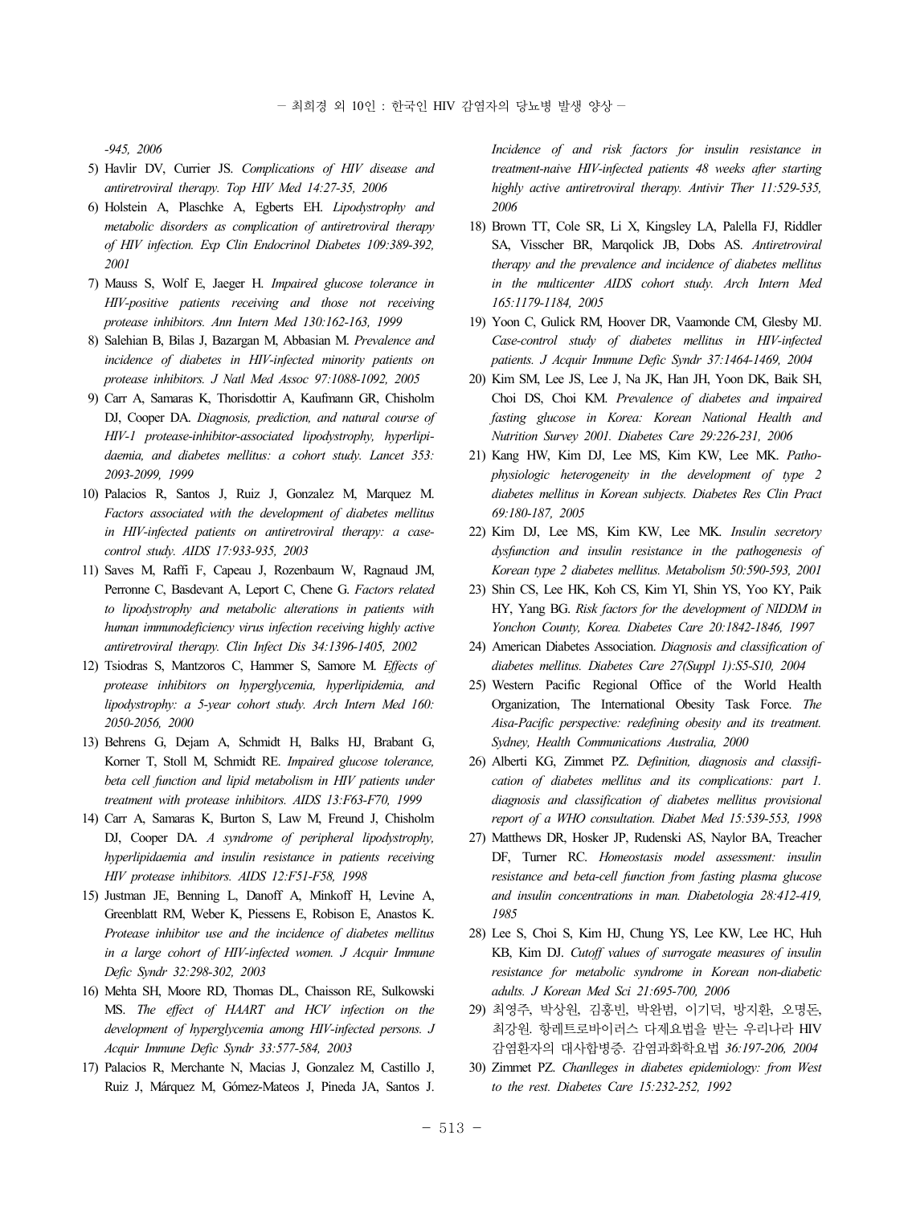-945, 2006

5) Havlir DV, Currier JS. *Complications of HIV disease and antiretroviral therapy. Top HIV Med 14:27-35, 2006*
6) Holstein A, Plaschke A, Egberts EH. *Lipodystrophy and metabolic disorders as complication of antiretroviral therapy of HIV infection. Exp Clin Endocrinol Diabetes 109:389-392, 2001*
7) Mauss S, Wolf E, Jaeger H. *Impaired glucose tolerance in HIV-positive patients receiving and those not receiving protease inhibitors. Ann Intern Med 130:162-163, 1999*
8) Salehian B, Bilas J, Bazargan M, Abbasian M. *Prevalence and incidence of diabetes in HIV-infected minority patients on protease inhibitors. J Natl Med Assoc 97:1088-1092, 2005*
9) Carr A, Samaras K, Thorisdottir A, Kaufmann GR, Chisholm DJ, Cooper DA. *Diagnosis, prediction, and natural course of HIV-1 protease-inhibitor-associated lipodystrophy, hyperlipidaemia, and diabetes mellitus: a cohort study. Lancet 353: 2093-2099, 1999*
10) Palacios R, Santos J, Ruiz J, Gonzalez M, Marquez M. *Factors associated with the development of diabetes mellitus in HIV-infected patients on antiretroviral therapy: a case-control study. AIDS 17:933-935, 2003*
11) Saves M, Raffi F, Capeau J, Rozenbaum W, Ragnaud JM, Perronne C, Basdevant A, Leport C, Chene G. *Factors related to lipodystrophy and metabolic alterations in patients with human immunodeficiency virus infection receiving highly active antiretroviral therapy. Clin Infect Dis 34:1396-1405, 2002*
12) Tsiodras S, Mantzoros C, Hammer S, Samore M. *Effects of protease inhibitors on hyperglycemia, hyperlipidemia, and lipodystrophy: a 5-year cohort study. Arch Intern Med 160: 2050-2056, 2000*
13) Behrens G, Dejam A, Schmidt H, Balks HJ, Brabant G, Korner T, Stoll M, Schmidt RE. *Impaired glucose tolerance, beta cell function and lipid metabolism in HIV patients under treatment with protease inhibitors. AIDS 13:F63-F70, 1999*
14) Carr A, Samaras K, Burton S, Law M, Freund J, Chisholm DJ, Cooper DA. *A syndrome of peripheral lipodystrophy, hyperlipidaemia and insulin resistance in patients receiving HIV protease inhibitors. AIDS 12:F51-F58, 1998*
15) Justman JE, Benning L, Danoff A, Minkoff H, Levine A, Greenblatt RM, Weber K, Piessens E, Robison E, Anastos K. *Protease inhibitor use and the incidence of diabetes mellitus in a large cohort of HIV-infected women. J Acquir Immune Defic Syndr 32:298-302, 2003*
16) Mehta SH, Moore RD, Thomas DL, Chaisson RE, Sulkowski MS. *The effect of HAART and HCV infection on the development of hyperglycemia among HIV-infected persons. J Acquir Immune Defic Syndr 33:577-584, 2003*
17) Palacios R, Merchante N, Macias J, Gonzalez M, Castillo J, Ruiz J, Márquez M, Gómez-Mateos J, Pineda JA, Santos J. *Incidence of and risk factors for insulin resistance in treatment-naive HIV-infected patients 48 weeks after starting highly active antiretroviral therapy. Antivir Ther 11:529-535, 2006*
18) Brown TT, Cole SR, Li X, Kingsley LA, Palella FJ, Riddler SA, Visscher BR, Marqolick JB, Dobs AS. *Antiretroviral therapy and the prevalence and incidence of diabetes mellitus in the multicenter AIDS cohort study. Arch Intern Med 165:1179-1184, 2005*
19) Yoon C, Gulick RM, Hoover DR, Vaamonde CM, Glesby MJ. *Case-control study of diabetes mellitus in HIV-infected patients. J Acquir Immune Defic Syndr 37:1464-1469, 2004*
20) Kim SM, Lee JS, Lee J, Na JK, Han JH, Yoon DK, Baik SH, Choi DS, Choi KM. *Prevalence of diabetes and impaired fasting glucose in Korea: Korean National Health and Nutrition Survey 2001. Diabetes Care 29:226-231, 2006*
21) Kang HW, Kim DJ, Lee MS, Kim KW, Lee MK. *Pathophysiologic heterogeneity in the development of type 2 diabetes mellitus in Korean subjects. Diabetes Res Clin Pract 69:180-187, 2005*
22) Kim DJ, Lee MS, Kim KW, Lee MK. *Insulin secretory dysfunction and insulin resistance in the pathogenesis of Korean type 2 diabetes mellitus. Metabolism 50:590-593, 2001*
23) Shin CS, Lee HK, Koh CS, Kim YI, Shin YS, Yoo KY, Paik HY, Yang BG. *Risk factors for the development of NIDDM in Yonchon County, Korea. Diabetes Care 20:1842-1846, 1997*
24) American Diabetes Association. *Diagnosis and classification of diabetes mellitus. Diabetes Care 27(Suppl 1):S5-S10, 2004*
25) Western Pacific Regional Office of the World Health Organization, The International Obesity Task Force. *The Aisa-Pacific perspective: redefining obesity and its treatment. Sydney, Health Communications Australia, 2000*
26) Alberti KG, Zimmet PZ. *Definition, diagnosis and classification of diabetes mellitus and its complications: part 1. diagnosis and classification of diabetes mellitus provisional report of a WHO consultation. Diabet Med 15:539-553, 1998*
27) Matthews DR, Hosker JP, Rudenski AS, Naylor BA, Treacher DF, Turner RC. *Homeostasis model assessment: insulin resistance and beta-cell function from fasting plasma glucose and insulin concentrations in man. Diabetologia 28:412-419, 1985*
28) Lee S, Choi S, Kim HJ, Chung YS, Lee KW, Lee HC, Huh KB, Kim DJ. *Cutoff values of surrogate measures of insulin resistance for metabolic syndrome in Korean non-diabetic adults. J Korean Med Sci 21:695-700, 2006*
29) 최영주, 박상원, 김홍빈, 박완범, 이기덕, 방지환, 오명돈, 최강원. 항레트로바이러스 다제요법을 받는 우리나라 HIV 감염환자의 대사합병증. 감염과화학요법 *36:197-206, 2004*
30) Zimmet PZ. *Chanlleges in diabetes epidemiology: from West to the rest. Diabetes Care 15:232-252, 1992*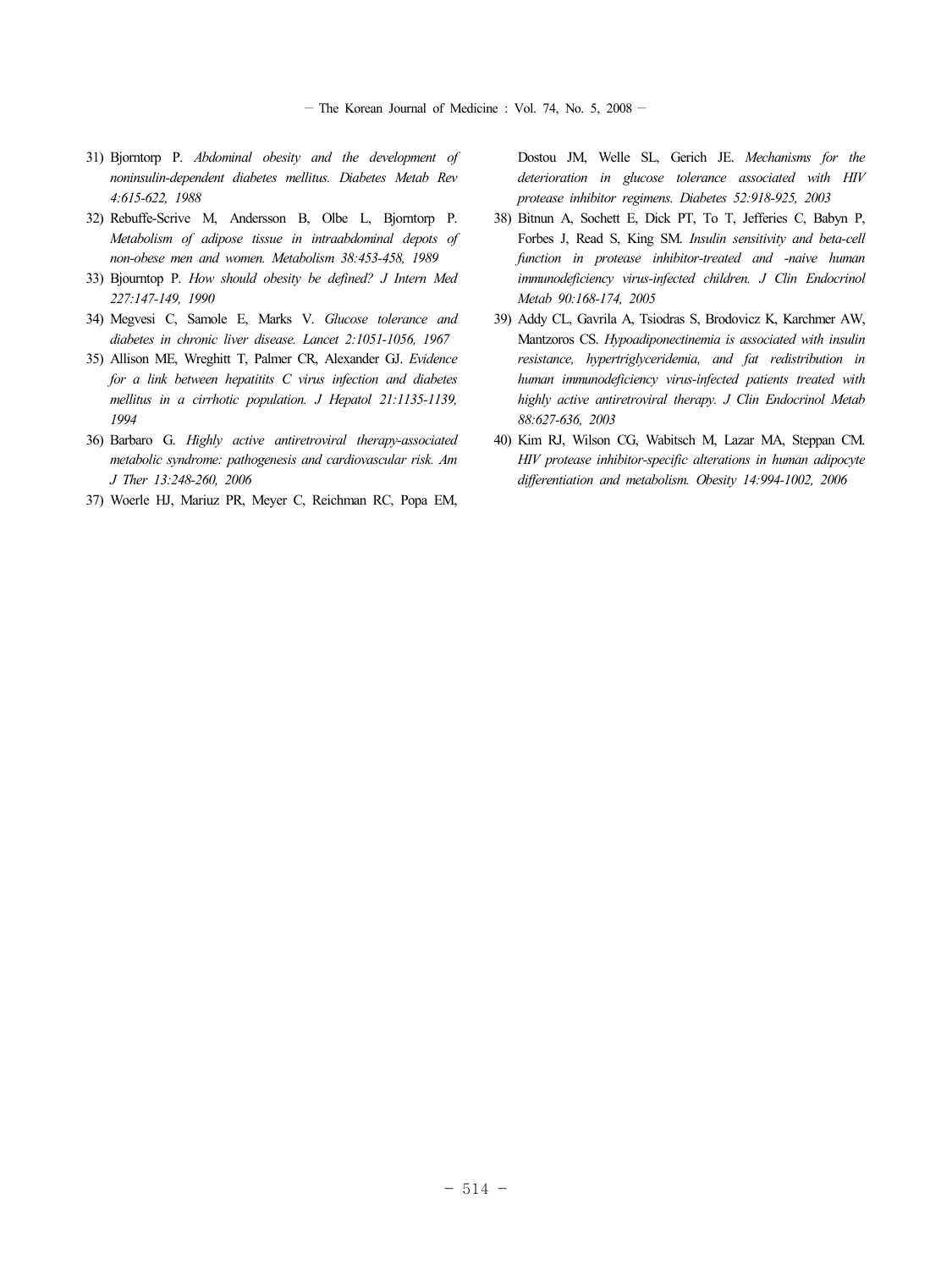31) Bjorntorp P. *Abdominal obesity and the development of noninsulin-dependent diabetes mellitus. Diabetes Metab Rev 4:615-622, 1988*

32) Rebuffe-Scrive M, Andersson B, Olbe L, Bjorntorp P. *Metabolism of adipose tissue in intraabdominal depots of non-obese men and women. Metabolism 38:453-458, 1989*

33) Bjourntop P. *How should obesity be defined? J Intern Med 227:147-149, 1990*

34) Megvesi C, Samole E, Marks V. *Glucose tolerance and diabetes in chronic liver disease. Lancet 2:1051-1056, 1967*

35) Allison ME, Wreghitt T, Palmer CR, Alexander GJ. *Evidence for a link between hepatitits C virus infection and diabetes mellitus in a cirrhotic population. J Hepatol 21:1135-1139, 1994*

36) Barbaro G. *Highly active antiretroviral therapy-associated metabolic syndrome: pathogenesis and cardiovascular risk. Am J Ther 13:248-260, 2006*

37) Woerle HJ, Mariuz PR, Meyer C, Reichman RC, Popa EM, Dostou JM, Welle SL, Gerich JE. *Mechanisms for the deterioration in glucose tolerance associated with HIV protease inhibitor regimens. Diabetes 52:918-925, 2003*

38) Bitnun A, Sochett E, Dick PT, To T, Jefferies C, Babyn P, Forbes J, Read S, King SM. *Insulin sensitivity and beta-cell function in protease inhibitor-treated and -naive human immunodeficiency virus-infected children. J Clin Endocrinol Metab 90:168-174, 2005*

39) Addy CL, Gavrila A, Tsiodras S, Brodovicz K, Karchmer AW, Mantzoros CS. *Hypoadiponectinemia is associated with insulin resistance, hypertriglyceridemia, and fat redistribution in human immunodeficiency virus-infected patients treated with highly active antiretroviral therapy. J Clin Endocrinol Metab 88:627-636, 2003*

40) Kim RJ, Wilson CG, Wabitsch M, Lazar MA, Steppan CM. *HIV protease inhibitor-specific alterations in human adipocyte differentiation and metabolism. Obesity 14:994-1002, 2006*